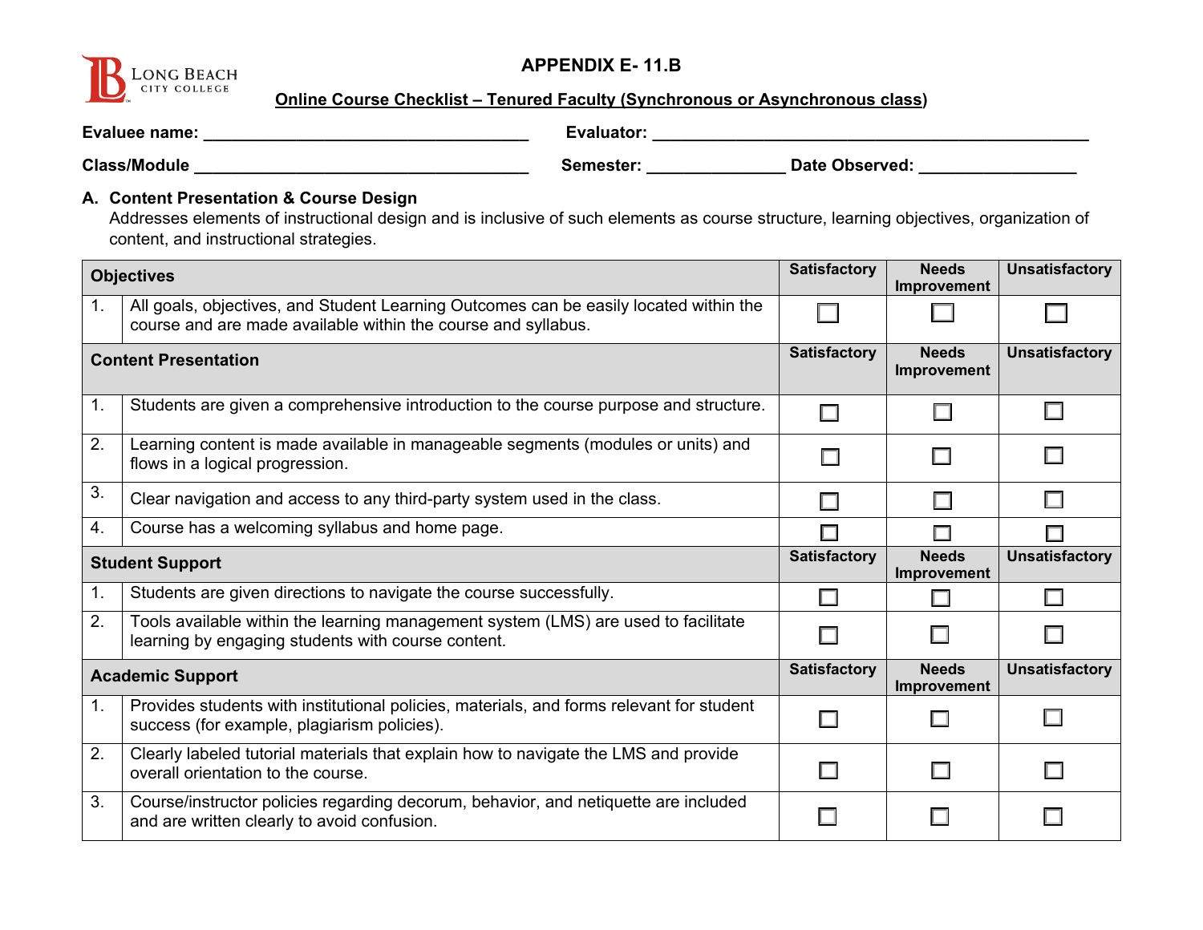LONG BEACH CITY COLLEGE

# APPENDIX E- 11.B

**Online Course Checklist – Tenured Faculty (Synchronous or Asynchronous class)**

**Evaluee name:** ____________________________________ **Evaluator:** ____________________________________________

**Class/Module** ____________________________________ **Semester:** _______________ **Date Observed:** _________________

## A. Content Presentation & Course Design

Addresses elements of instructional design and is inclusive of such elements as course structure, learning objectives, organization of content, and instructional strategies.

| **Objectives** | | **Satisfactory** | **Needs Improvement** | **Unsatisfactory** |
|---|---|---|---|---|
| 1. | All goals, objectives, and Student Learning Outcomes can be easily located within the course and are made available within the course and syllabus. | ☐ | ☐ | ☐ |
| **Content Presentation** | | **Satisfactory** | **Needs Improvement** | **Unsatisfactory** |
| 1. | Students are given a comprehensive introduction to the course purpose and structure. | ☐ | ☐ | ☐ |
| 2. | Learning content is made available in manageable segments (modules or units) and flows in a logical progression. | ☐ | ☐ | ☐ |
| 3. | Clear navigation and access to any third-party system used in the class. | ☐ | ☐ | ☐ |
| 4. | Course has a welcoming syllabus and home page. | ☐ | ☐ | ☐ |
| **Student Support** | | **Satisfactory** | **Needs Improvement** | **Unsatisfactory** |
| 1. | Students are given directions to navigate the course successfully. | ☐ | ☐ | ☐ |
| 2. | Tools available within the learning management system (LMS) are used to facilitate learning by engaging students with course content. | ☐ | ☐ | ☐ |
| **Academic Support** | | **Satisfactory** | **Needs Improvement** | **Unsatisfactory** |
| 1. | Provides students with institutional policies, materials, and forms relevant for student success (for example, plagiarism policies). | ☐ | ☐ | ☐ |
| 2. | Clearly labeled tutorial materials that explain how to navigate the LMS and provide overall orientation to the course. | ☐ | ☐ | ☐ |
| 3. | Course/instructor policies regarding decorum, behavior, and netiquette are included and are written clearly to avoid confusion. | ☐ | ☐ | ☐ |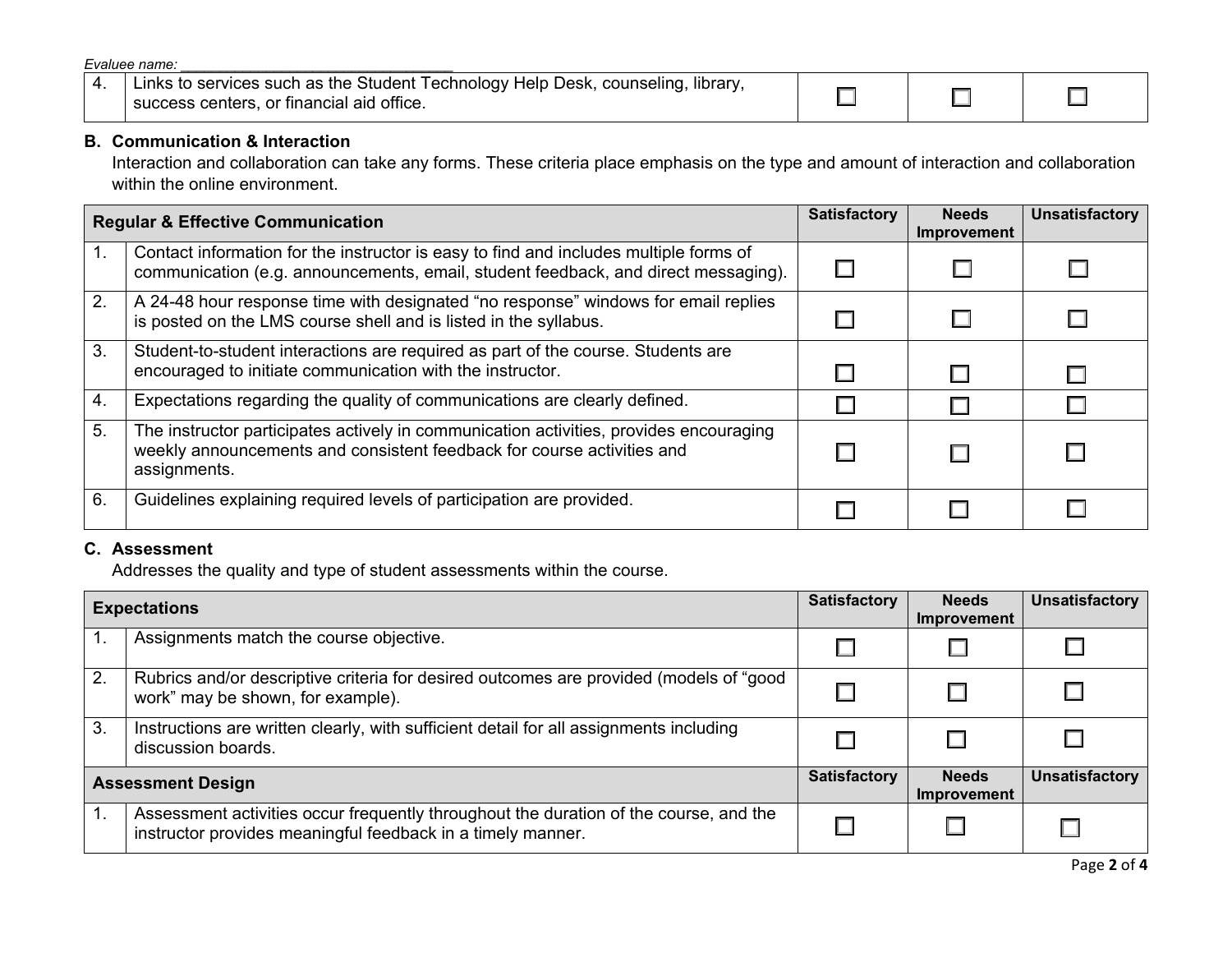Evaluee name: ______________________________

| 4. | Links to services such as the Student Technology Help Desk, counseling, library, success centers, or financial aid office. | ☐ | ☐ | ☐ |
|---|---|---|---|---|

**B. Communication & Interaction**

Interaction and collaboration can take any forms. These criteria place emphasis on the type and amount of interaction and collaboration within the online environment.

| **Regular & Effective Communication** | | **Satisfactory** | **Needs Improvement** | **Unsatisfactory** |
|---|---|---|---|---|
| 1. | Contact information for the instructor is easy to find and includes multiple forms of communication (e.g. announcements, email, student feedback, and direct messaging). | ☐ | ☐ | ☐ |
| 2. | A 24-48 hour response time with designated "no response" windows for email replies is posted on the LMS course shell and is listed in the syllabus. | ☐ | ☐ | ☐ |
| 3. | Student-to-student interactions are required as part of the course. Students are encouraged to initiate communication with the instructor. | ☐ | ☐ | ☐ |
| 4. | Expectations regarding the quality of communications are clearly defined. | ☐ | ☐ | ☐ |
| 5. | The instructor participates actively in communication activities, provides encouraging weekly announcements and consistent feedback for course activities and assignments. | ☐ | ☐ | ☐ |
| 6. | Guidelines explaining required levels of participation are provided. | ☐ | ☐ | ☐ |

**C. Assessment**

Addresses the quality and type of student assessments within the course.

| **Expectations** | | **Satisfactory** | **Needs Improvement** | **Unsatisfactory** |
|---|---|---|---|---|
| 1. | Assignments match the course objective. | ☐ | ☐ | ☐ |
| 2. | Rubrics and/or descriptive criteria for desired outcomes are provided (models of "good work" may be shown, for example). | ☐ | ☐ | ☐ |
| 3. | Instructions are written clearly, with sufficient detail for all assignments including discussion boards. | ☐ | ☐ | ☐ |
| **Assessment Design** | | **Satisfactory** | **Needs Improvement** | **Unsatisfactory** |
| 1. | Assessment activities occur frequently throughout the duration of the course, and the instructor provides meaningful feedback in a timely manner. | ☐ | ☐ | ☐ |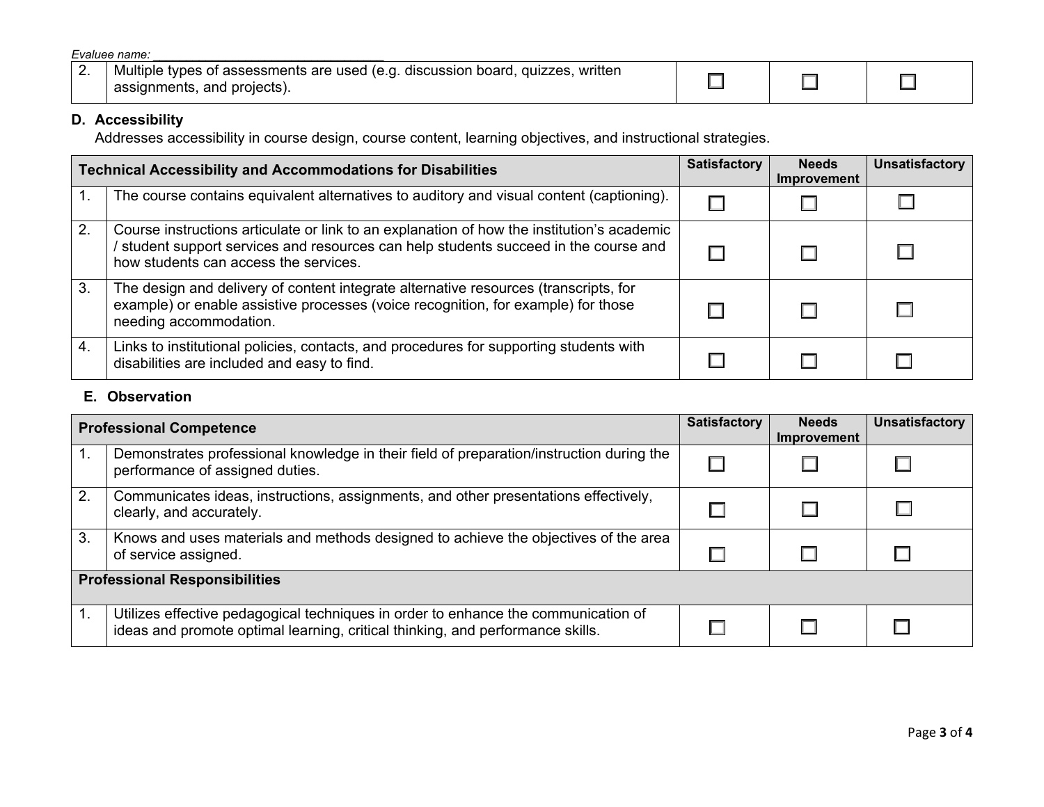*Evaluee name: ________________________________*

| 2. | Multiple types of assessments are used (e.g. discussion board, quizzes, written assignments, and projects). | ☐ | ☐ | ☐ |
|---|---|---|---|---|

**D. Accessibility**

Addresses accessibility in course design, course content, learning objectives, and instructional strategies.

| **Technical Accessibility and Accommodations for Disabilities** | | **Satisfactory** | **Needs Improvement** | **Unsatisfactory** |
|---|---|---|---|---|
| 1. | The course contains equivalent alternatives to auditory and visual content (captioning). | ☐ | ☐ | ☐ |
| 2. | Course instructions articulate or link to an explanation of how the institution's academic / student support services and resources can help students succeed in the course and how students can access the services. | ☐ | ☐ | ☐ |
| 3. | The design and delivery of content integrate alternative resources (transcripts, for example) or enable assistive processes (voice recognition, for example) for those needing accommodation. | ☐ | ☐ | ☐ |
| 4. | Links to institutional policies, contacts, and procedures for supporting students with disabilities are included and easy to find. | ☐ | ☐ | ☐ |

**E. Observation**

| **Professional Competence** | | **Satisfactory** | **Needs Improvement** | **Unsatisfactory** |
|---|---|---|---|---|
| 1. | Demonstrates professional knowledge in their field of preparation/instruction during the performance of assigned duties. | ☐ | ☐ | ☐ |
| 2. | Communicates ideas, instructions, assignments, and other presentations effectively, clearly, and accurately. | ☐ | ☐ | ☐ |
| 3. | Knows and uses materials and methods designed to achieve the objectives of the area of service assigned. | ☐ | ☐ | ☐ |
| **Professional Responsibilities** | | | | |
| 1. | Utilizes effective pedagogical techniques in order to enhance the communication of ideas and promote optimal learning, critical thinking, and performance skills. | ☐ | ☐ | ☐ |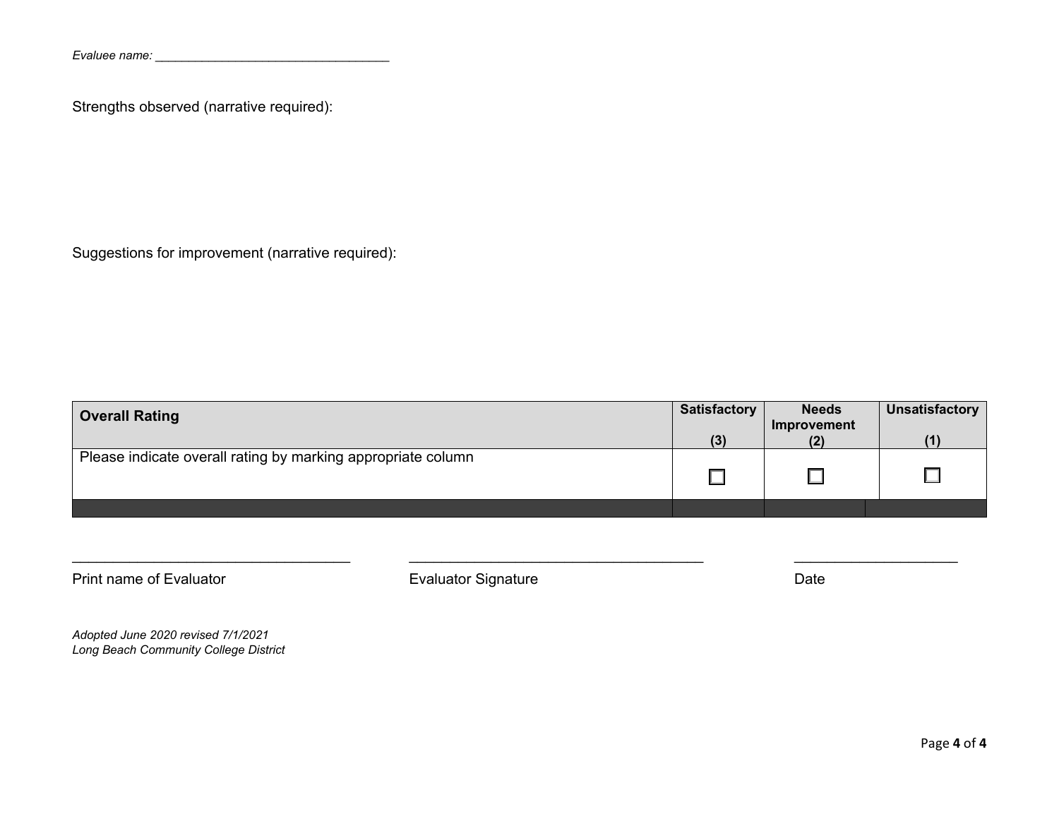*Evaluee name: ___________________________________*

Strengths observed (narrative required):

Suggestions for improvement (narrative required):

| **Overall Rating** | **Satisfactory (3)** | **Needs Improvement (2)** | **Unsatisfactory (1)** |
|---|---|---|---|
| Please indicate overall rating by marking appropriate column | ☐ | ☐ | ☐ |

___________________________________ &nbsp;&nbsp; ___________________________________ &nbsp;&nbsp; ____________________

Print name of Evaluator &nbsp;&nbsp; Evaluator Signature &nbsp;&nbsp; Date

*Adopted June 2020 revised 7/1/2021*
*Long Beach Community College District*